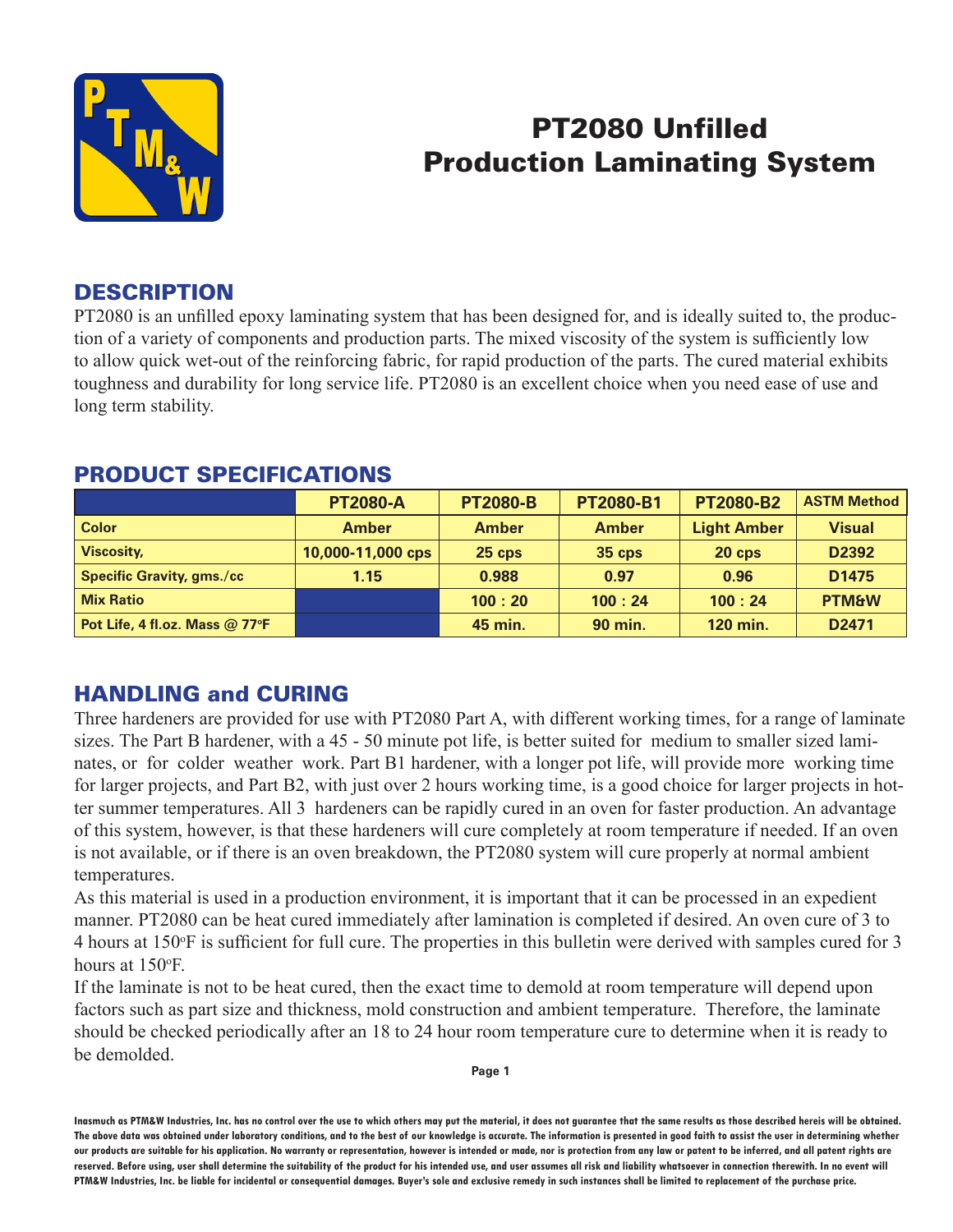# PT2080 Unfilled Production Laminating System

## DESCRIPTION

PT2080 is an unfilled epoxy laminating system that has been designed for, and is ideally suited to, the production of a variety of components and production parts. The mixed viscosity of the system is sufficiently low to allow quick wet-out of the reinforcing fabric, for rapid production of the parts. The cured material exhibits toughness and durability for long service life. PT2080 is an excellent choice when you need ease of use and long term stability.

## PRODUCT SPECIFICATIONS

| | PT2080-A | PT2080-B | PT2080-B1 | PT2080-B2 | ASTM Method |
|---|---|---|---|---|---|
| Color | Amber | Amber | Amber | Light Amber | Visual |
| Viscosity, | 10,000-11,000 cps | 25 cps | 35 cps | 20 cps | D2392 |
| Specific Gravity, gms./cc | 1.15 | 0.988 | 0.97 | 0.96 | D1475 |
| Mix Ratio | | 100 : 20 | 100 : 24 | 100 : 24 | PTM&W |
| Pot Life, 4 fl.oz. Mass @ 77°F | | 45 min. | 90 min. | 120 min. | D2471 |

## HANDLING and CURING

Three hardeners are provided for use with PT2080 Part A, with different working times, for a range of laminate sizes. The Part B hardener, with a 45 - 50 minute pot life, is better suited for medium to smaller sized laminates, or for colder weather work. Part B1 hardener, with a longer pot life, will provide more working time for larger projects, and Part B2, with just over 2 hours working time, is a good choice for larger projects in hotter summer temperatures. All 3 hardeners can be rapidly cured in an oven for faster production. An advantage of this system, however, is that these hardeners will cure completely at room temperature if needed. If an oven is not available, or if there is an oven breakdown, the PT2080 system will cure properly at normal ambient temperatures.

As this material is used in a production environment, it is important that it can be processed in an expedient manner. PT2080 can be heat cured immediately after lamination is completed if desired. An oven cure of 3 to 4 hours at 150°F is sufficient for full cure. The properties in this bulletin were derived with samples cured for 3 hours at 150°F.

If the laminate is not to be heat cured, then the exact time to demold at room temperature will depend upon factors such as part size and thickness, mold construction and ambient temperature. Therefore, the laminate should be checked periodically after an 18 to 24 hour room temperature cure to determine when it is ready to be demolded.

**Inasmuch as PTM&W Industries, Inc. has no control over the use to which others may put the material, it does not guarantee that the same results as those described hereis will be obtained. The above data was obtained under laboratory conditions, and to the best of our knowledge is accurate. The information is presented in good faith to assist the user in determining whether our products are suitable for his application. No warranty or representation, however is intended or made, nor is protection from any law or patent to be inferred, and all patent rights are reserved. Before using, user shall determine the suitability of the product for his intended use, and user assumes all risk and liability whatsoever in connection therewith. In no event will PTM&W Industries, Inc. be liable for incidental or consequential damages. Buyer's sole and exclusive remedy in such instances shall be limited to replacement of the purchase price.**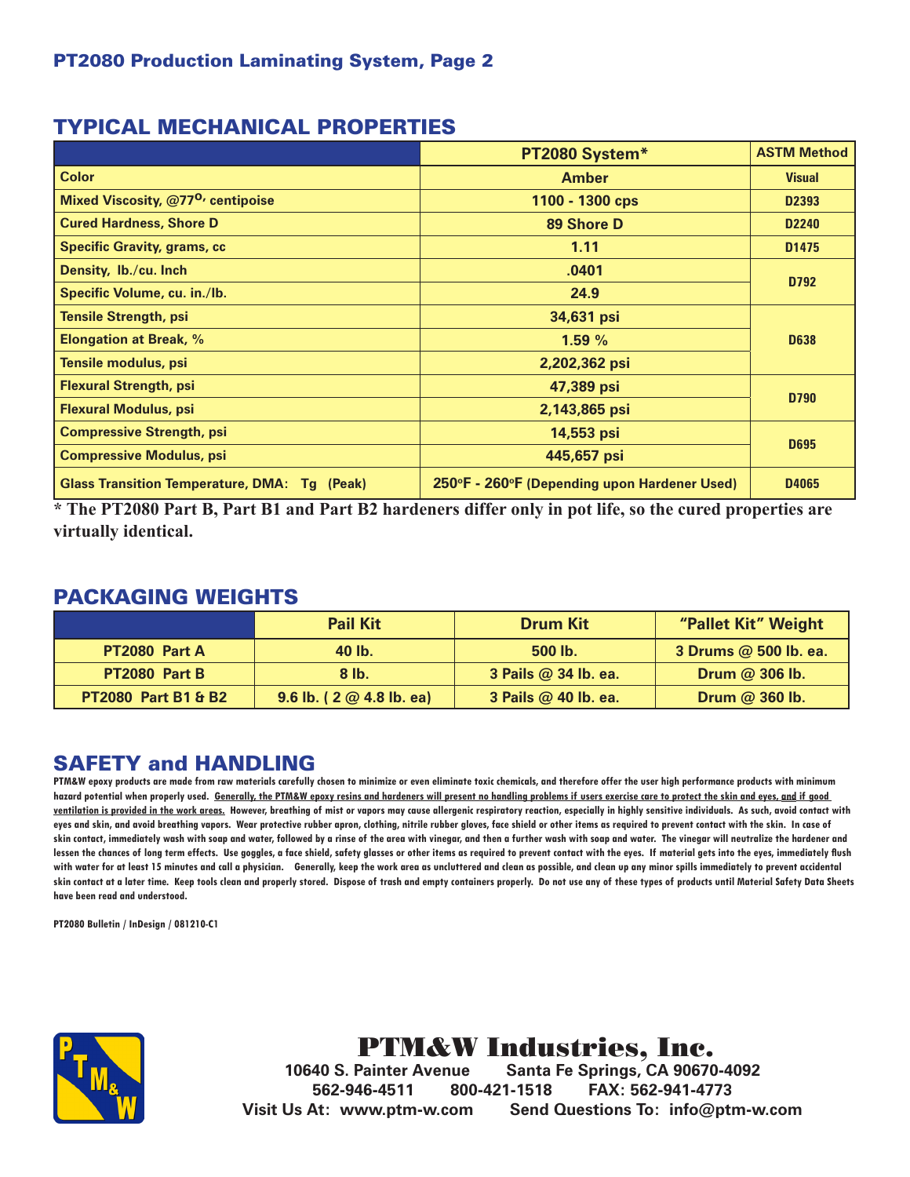## TYPICAL MECHANICAL PROPERTIES

| | PT2080 System* | ASTM Method |
|---|---|---|
| Color | Amber | Visual |
| Mixed Viscosity, @77°, centipoise | 1100 - 1300 cps | D2393 |
| Cured Hardness, Shore D | 89 Shore D | D2240 |
| Specific Gravity, grams, cc | 1.11 | D1475 |
| Density, lb./cu. Inch | .0401 | D792 |
| Specific Volume, cu. in./lb. | 24.9 | |
| Tensile Strength, psi | 34,631 psi | D638 |
| Elongation at Break, % | 1.59 % | |
| Tensile modulus, psi | 2,202,362 psi | |
| Flexural Strength, psi | 47,389 psi | D790 |
| Flexural Modulus, psi | 2,143,865 psi | |
| Compressive Strength, psi | 14,553 psi | D695 |
| Compressive Modulus, psi | 445,657 psi | |
| Glass Transition Temperature, DMA: Tg (Peak) | 250°F - 260°F (Depending upon Hardener Used) | D4065 |

**\* The PT2080 Part B, Part B1 and Part B2 hardeners differ only in pot life, so the cured properties are virtually identical.**

## PACKAGING WEIGHTS

| | Pail Kit | Drum Kit | "Pallet Kit" Weight |
|---|---|---|---|
| PT2080 Part A | 40 lb. | 500 lb. | 3 Drums @ 500 lb. ea. |
| PT2080 Part B | 8 lb. | 3 Pails @ 34 lb. ea. | Drum @ 306 lb. |
| PT2080 Part B1 & B2 | 9.6 lb. ( 2 @ 4.8 lb. ea) | 3 Pails @ 40 lb. ea. | Drum @ 360 lb. |

## SAFETY and HANDLING

PTM&W epoxy products are made from raw materials carefully chosen to minimize or even eliminate toxic chemicals, and therefore offer the user high performance products with minimum hazard potential when properly used. Generally, the PTM&W epoxy resins and hardeners will present no handling problems if users exercise care to protect the skin and eyes, and if good ventilation is provided in the work areas. However, breathing of mist or vapors may cause allergenic respiratory reaction, especially in highly sensitive individuals. As such, avoid contact with eyes and skin, and avoid breathing vapors. Wear protective rubber apron, clothing, nitrile rubber gloves, face shield or other items as required to prevent contact with the skin. In case of skin contact, immediately wash with soap and water, followed by a rinse of the area with vinegar, and then a further wash with soap and water. The vinegar will neutralize the hardener and lessen the chances of long term effects. Use goggles, a face shield, safety glasses or other items as required to prevent contact with the eyes. If material gets into the eyes, immediately flush with water for at least 15 minutes and call a physician. Generally, keep the work area as uncluttered and clean as possible, and clean up any minor spills immediately to prevent accidental skin contact at a later time. Keep tools clean and properly stored. Dispose of trash and empty containers properly. Do not use any of these types of products until Material Safety Data Sheets have been read and understood.

PT2080 Bulletin / InDesign / 081210-C1

# PTM&W Industries, Inc.

10640 S. Painter Avenue Santa Fe Springs, CA 90670-4092
562-946-4511 800-421-1518 FAX: 562-941-4773
Visit Us At: www.ptm-w.com Send Questions To: info@ptm-w.com